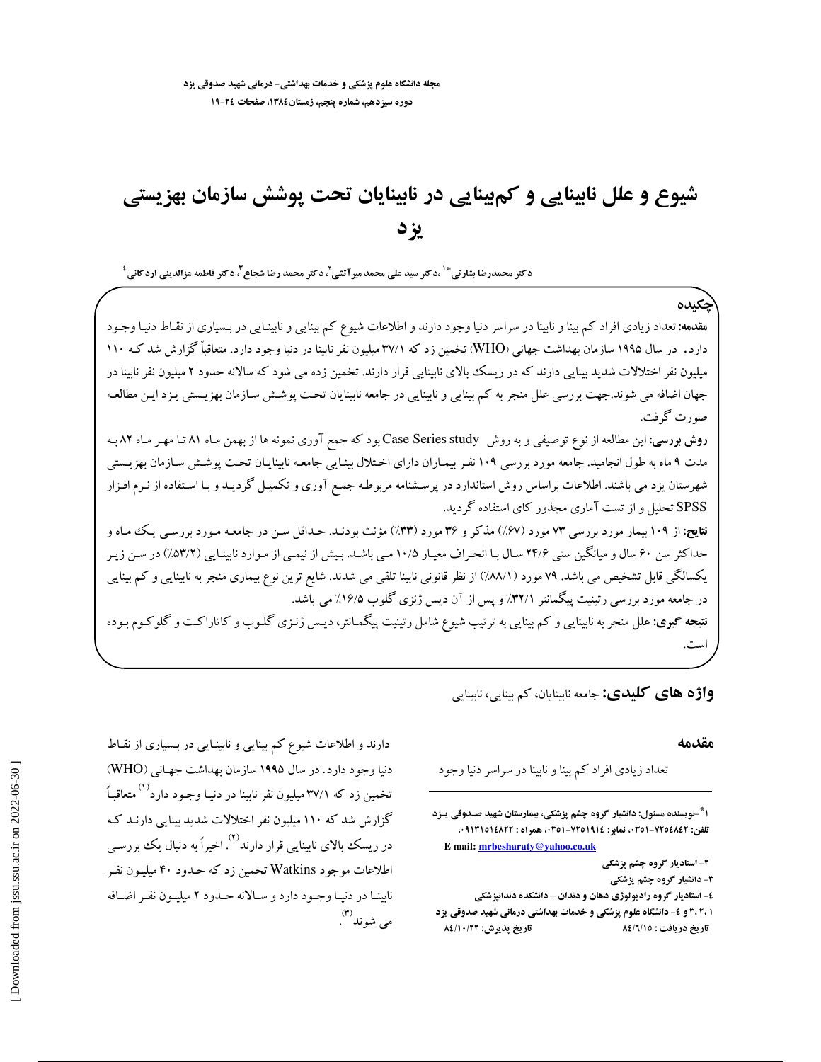# شیوع و علل نابینایی و کم‌بینایی در نابینایان تحت پوشش سازمان بهزیستی یزد

دکتر محمدرضا بشارتی*[1] ،دکتر سید علی محمد میرآتشی[2]، دکتر محمد رضا شجاع[3]، دکتر فاطمه عزالدینی اردکانی[4]

## چکیده

**مقدمه:** تعداد زیادی افراد کم بینا و نابینا در سراسر دنیا وجود دارند و اطلاعات شیوع کم بینایی و نابینایی در بسیاری از نقاط دنیا وجود دارد. در سال ۱۹۹۵ سازمان بهداشت جهانی (WHO) تخمین زد که ۳۷/۱ میلیون نفر نابینا در دنیا وجود دارد. متعاقباً گزارش شد که ۱۱۰ میلیون نفر اختلالات شدید بینایی دارند که در ریسک بالای نابینایی قرار دارند. تخمین زده می شود که سالانه حدود ۲ میلیون نفر نابینا در جهان اضافه می شوند.جهت بررسی علل منجر به کم بینایی و نابینایی در جامعه نابینایان تحت پوشش سازمان بهزیستی یزد این مطالعه صورت گرفت.

**روش بررسی:** این مطالعه از نوع توصیفی و به روش Case Series study بود که جمع آوری نمونه ها از بهمن ماه ۸۱ تا مهر ماه ۸۲ به مدت ۹ ماه به طول انجامید. جامعه مورد بررسی ۱۰۹ نفر بیماران دارای اختلال بینایی جامعه نابینایان تحت پوشش سازمان بهزیستی شهرستان یزد می باشند. اطلاعات براساس روش استاندارد در پرسشنامه مربوطه جمع آوری و تکمیل گردید و با استفاده از نرم افزار SPSS تحلیل و از تست آماری مجذور کای استفاده گردید.

**نتایج:** از ۱۰۹ بیمار مورد بررسی ۷۳ مورد (۶۷٪) مذکر و ۳۶ مورد (۳۳٪) مؤنث بودند. حداقل سن در جامعه مورد بررسی یک ماه و حداکثر سن ۶۰ سال و میانگین سنی ۲۴/۶ سال با انحراف معیار ۱۰/۵ می باشد. بیش از نیمی از موارد نابینایی (۵۳/۲٪) در سن زیر یکسالگی قابل تشخیص می باشد. ۷۹ مورد (۸۸/۱٪) از نظر قانونی نابینا تلقی می شدند. شایع ترین نوع بیماری منجر به نابینایی و کم بینایی در جامعه مورد بررسی رتینیت پیگمانتر ۳۲/۱٪ و پس از آن دیس ژنزی گلوب ۱۶/۵٪ می باشد.

**نتیجه گیری:** علل منجر به نابینایی و کم بینایی به ترتیب شیوع شامل رتینیت پیگمانتر، دیس ژنزی گلوب و کاتاراکت و گلوکوم بوده است.

**واژه های کلیدی:** جامعه نابینایان، کم بینایی، نابینایی

## مقدمه

تعداد زیادی افراد کم بینا و نابینا در سراسر دنیا وجود دارند و اطلاعات شیوع کم بینایی و نابینایی در بسیاری از نقاط دنیا وجود دارد. در سال ۱۹۹۵ سازمان بهداشت جهانی (WHO) تخمین زد که ۳۷/۱ میلیون نفر نابینا در دنیا وجود دارد[1] متعاقباً گزارش شد که ۱۱۰ میلیون نفر اختلالات شدید بینایی دارند که در ریسک بالای نابینایی قرار دارند[2]. اخیراً به دنبال یک بررسی اطلاعات موجود Watkins تخمین زد که حدود ۴۰ میلیون نفر نابینا در دنیا وجود دارد و سالانه حدود ۲ میلیون نفر اضافه می شوند[3].

---

[1]* -نویسنده مسئول: دانشیار گروه چشم پزشکی، بیمارستان شهید صدوقی یزد
تلفن: ۸۲۵۴۸۴۲-۰۳۵۱، نمابر: ۷۲۵۱۹۱۴-۰۳۵۱، همراه : ۰۹۱۳۱۵۱۴۸۲۲
E mail: mrbesharaty@yahoo.co.uk

۲- استادیار گروه چشم پزشکی

۳- دانشیار گروه چشم پزشکی

۴- استادیار گروه رادیولوژی دهان و دندان – دانشکده دندانپزشکی

۱، ۲، ۳ و ۴- دانشگاه علوم پزشکی و خدمات بهداشتی درمانی شهید صدوقی یزد

تاریخ دریافت : ۸۴/۶/۱۵ تاریخ پذیرش: ۸۴/۱۰/۲۲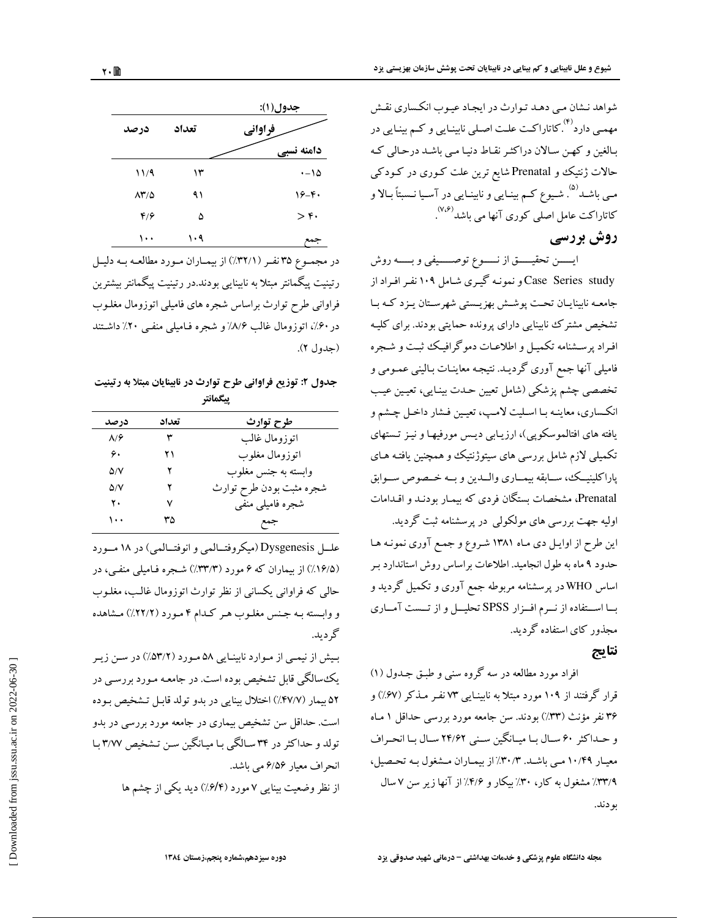شواهد نشان می دهد توارث در ایجاد عیوب انکساری نقش مهمی دارد[۴]. کاتاراکت علت اصلی نابینایی و کم بینایی در بالغین و کهن سالان دراکثر نقاط دنیا می باشد درحالی که حالات ژنتیك و Prenatal شایع ترین علت کوری در کودکی می باشد[۵]. شیوع کم بینایی و نابینایی در آسیا نسبتاً بالا و کاتاراکت عامل اصلی کوری آنها می باشد[۷،۶].

## روش بررسی

این تحقیق از نوع توصیفی و به روش Case Series study و نمونه گیری شامل ۱۰۹ نفر افراد از جامعه نابینایان تحت پوشش بهزیستی شهرستان یزد که با تشخیص مشترك نابینایی دارای پرونده حمایتی بودند. برای کلیه افراد پرسشنامه تکمیل و اطلاعات دموگرافیک ثبت و شجره فامیلی آنها جمع آوری گردید. نتیجه معاینات بالینی عمومی و تخصصی چشم پزشکی (شامل تعیین حدت بینایی، تعیین عیب انکساری، معاینه با اسلیت لامپ، تعیین فشار داخل چشم و یافته های افتالموسکوپی)، ارزیابی دیس مورفیها و نیز تستهای تکمیلی لازم شامل بررسی های سیتوژنتیک و همچنین یافته های پاراکلینیک، سابقه بیماری والدین و به خصوص سوابق Prenatal، مشخصات بستگان فردی که بیمار بودند و اقدامات اولیه جهت بررسی های مولکولی در پرسشنامه ثبت گردید.

این طرح از اوایل دی ماه ۱۳۸۱ شروع و جمع آوری نمونه ها حدود ۹ ماه به طول انجامید. اطلاعات براساس روش استاندارد بر اساس WHO در پرسشنامه مربوطه جمع آوری و تکمیل گردید و با استفاده از نرم افزار SPSS تحلیل و از تست آماری مجذور کای استفاده گردید.

## نتایج

افراد مورد مطالعه در سه گروه سنی و طبق جدول (۱) قرار گرفتند از ۱۰۹ مورد مبتلا به نابینایی ۷۳ نفر مذکر (۶۷٪) و ۳۶ نفر مؤنث (۳۳٪) بودند. سن جامعه مورد بررسی حداقل ۱ ماه و حداکثر ۶۰ سال با میانگین سنی ۲۴/۶۲ سال با انحراف معیار ۱۰/۴۹ می باشد. ۳۰/۳٪ از بیماران مشغول به تحصیل، ۳۳/۹٪ مشغول به کار، ۳۰٪ بیکار و ۴/۶٪ از آنها زیر سن ۷ سال بودند.

جدول(۱):

| دامنه نسبی / فراوانی | تعداد | درصد |
|---|---|---|
| ۰-۱۵ | ۱۳ | ۱۱/۹ |
| ۱۶-۴۰ | ۹۱ | ۸۳/۵ |
| > ۴۰ | ۵ | ۴/۶ |
| جمع | ۱۰۹ | ۱۰۰ |

در مجموع ۳۵ نفر (۳۲/۱٪) از بیماران مورد مطالعه به دلیل رتینیت پیگمانتر مبتلا به نابینایی بودند.در رتینیت پیگمانتر بیشترین فراوانی طرح توارث براساس شجره های فامیلی اتوزومال مغلوب در ۶۰٪، اتوزومال غالب ۸/۶٪ و شجره فامیلی منفی ۲۰٪ داشتند (جدول ۲).

**جدول ۲: توزیع فراوانی طرح توارث در نابینایان مبتلا به رتینیت پیگمانتر**

| طرح توارث | تعداد | درصد |
|---|---|---|
| اتوزومال غالب | ۳ | ۸/۶ |
| اتوزومال مغلوب | ۲۱ | ۶۰ |
| وابسته به جنس مغلوب | ۲ | ۵/۷ |
| شجره مثبت بودن طرح توارث | ۲ | ۵/۷ |
| شجره فامیلی منفی | ۷ | ۲۰ |
| جمع | ۳۵ | ۱۰۰ |

علل Dysgenesis (میکروفتالمی و انوفتالمی) در ۱۸ مورد (۱۶/۵٪) از بیماران که ۶ مورد (۳۳/۳٪) شجره فامیلی منفی، در حالی که فراوانی یکسانی از نظر توارث اتوزومال غالب، مغلوب و وابسته به جنس مغلوب هر کدام ۴ مورد (۲۲/۲٪) مشاهده گردید.

بیش از نیمی از موارد نابینایی ۵۸ مورد (۵۳/۲٪) در سن زیر یک‌سالگی قابل تشخیص بوده است. در جامعه مورد بررسی در ۵۲ بیمار (۴۷/۷٪) اختلال بینایی در بدو تولد قابل تشخیص بوده است. حداقل سن تشخیص بیماری در جامعه مورد بررسی در بدو تولد و حداکثر در ۳۴ سالگی با میانگین سن تشخیص ۳/۷۷ با انحراف معیار ۶/۵۶ می باشد.

از نظر وضعیت بینایی ۷ مورد (۶/۴٪) دید یکی از چشم ها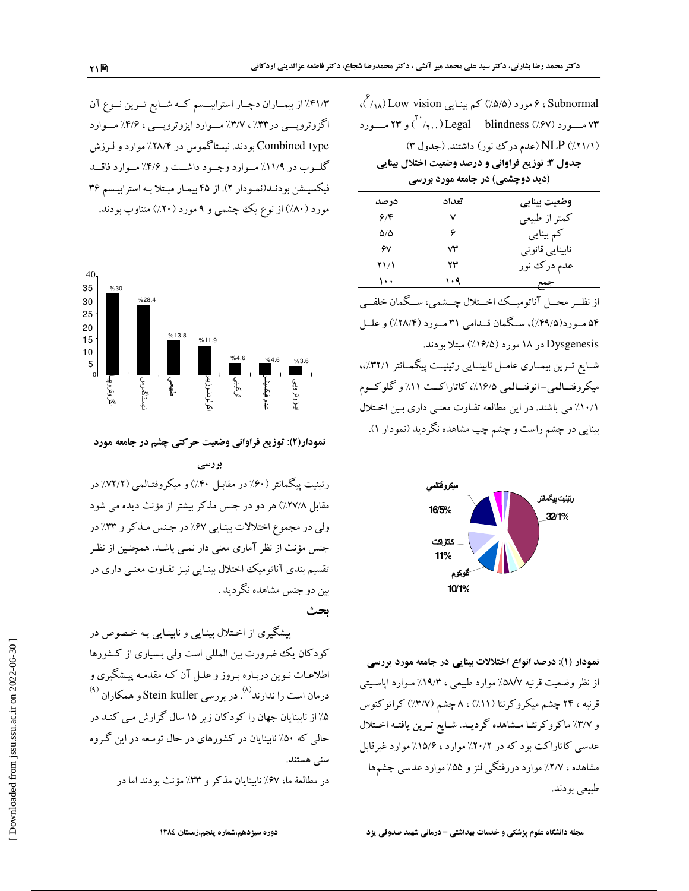Subnormal ، ۶ مورد (۵/۵٪) کم بینایی Low vision ($\frac{6}{18}$)، ۷۳ مـــورد (۶۷٪) Legal blindness ($\frac{20}{200}$) و ۲۳ مـــورد (۲۱/۱٪) NLP (عدم درک نور) داشتند. (جدول ۳)

**جدول ۳: توزیع فراوانی و درصد وضعیت اختلال بینایی (دید دوچشمی) در جامعه مورد بررسی**

| وضعیت بینایی | تعداد | درصد |
| --- | --- | --- |
| کمتر از طبیعی | ۷ | ۶/۴ |
| کم بینایی | ۶ | ۵/۵ |
| نابینایی قانونی | ۷۳ | ۶۷ |
| عدم درک نور | ۲۳ | ۲۱/۱ |
| جمع | ۱۰۹ | ۱۰۰ |

از نظـر محـل آناتومیـک اخـتلال چـشمی، سـگمان خلفـی ۵۴ مـورد(۴۹/۵٪)، سـگمان قـدامی ۳۱ مـورد (۲۸/۴٪) و علـل Dysgenesis در ۱۸ مورد (۱۶/۵٪) مبتلا بودند.

شـایع تـرین بیمـاری عامـل نابینـایی رتینیـت پیگمـانتر ۳۲/۱٪، میکروفتـالمی-انوفتـالمی ۱۶/۵٪، کاتاراکـت ۱۱٪ و گلوکـوم ۱۰/۱٪ می باشند. در این مطالعه تفاوت معنی داری بین اختلال بینایی در چشم راست و چشم چپ مشاهده نگردید (نمودار ۱).

**نمودار (۱): درصد انواع اختلالات بینایی در جامعه مورد بررسی**

از نظر وضعیت قرنیه ۵۸/۷٪ موارد طبیعی ، ۱۹/۳٪ مـوارد اپاسیتی قرنیه ، ۲۴ چشم میکروکرنئا (۱۱٪) ، ۸ چشم (۳/۷٪) کراتوکنوس و ۳/۷٪ ماکروکرنئـا مـشاهده گردیـد. شـایع تـرین یافتـه اخـتلال عدسی کاتاراکت بود که در ۲۰/۲٪ موارد ، ۱۵/۶٪ موارد غیرقابل مشاهده ، ۲/۷٪ موارد دررفتگی لنز و ۵۵٪ موارد عدسی چشم‌ها طبیعی بودند.

۴۱/۳٪ از بیمـاران دچـار استرابیـسم کـه شـایع تـرین نـوع آن اگزوتروپـی در۳۳٪ ، ۳/۷٪ مـوارد ایزوتروپـی ، ۴/۶٪ مـوارد Combined type بودند. نیستاگموس در ۲۸/۴٪ موارد و لـرزش گلـوب در ۱۱/۹٪ مـوارد وجـود داشـت و ۴/۶٪ مـوارد فاقـد فیکسیـشن بودنـد(نمـودار ۲). از ۴۵ بیمـار مبـتلا بـه استرابیـسم ۳۶ مورد (۸۰٪) از نوع یک چشمی و ۹ مورد (۲۰٪) متناوب بودند.

**نمودار(۲): توزیع فراوانی وضعیت حرکتی چشم در جامعه مورد بررسی**

رتینیت پیگمانتر (۶۰٪ در مقابـل ۴۰٪) و میکروفتـالمی (۷۲/۲٪ در مقابل ۲۷/۸٪) هر دو در جنس مذکر بیشتر از مؤنث دیده می شود ولی در مجموع اختلالات بینـایی ۶۷٪ در جـنس مـذکر و ۳۳٪ در جنس مؤنث از نظر آماری معنی دار نمـی باشـد. همچنـین از نظـر تقسیم بندی آناتومیک اختلال بینـایی نیـز تفـاوت معنـی داری در بین دو جنس مشاهده نگردید .

## بحث

پیشگیری از اخـتلال بینـایی و نابینـایی بـه خـصوص در کودکان یک ضرورت بین المللی است ولی بسیاری از کـشورها اطلاعـات نـوین دربـاره بـروز و علـل آن کـه مقدمـه پیـشگیری و درمان است را ندارند[8]. در بررسی Stein kuller و همکاران [9] ۵٪ از نابینایان جهان را کودکان زیر ۱۵ سال گزارش مـی کنـد در حالی که ۵۰٪ نابینایان در کشورهای در حال توسعه در این گـروه سنی هستند.

در مطالعهٔ ما، ۶۷٪ نابینایان مذکر و ۳۳٪ مؤنث بودند اما در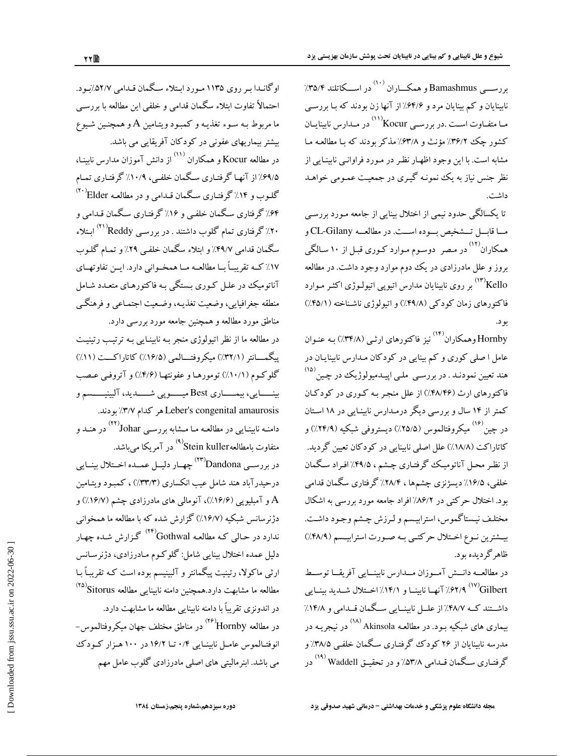بررسی Bamashmus و همکاران [10] در اسکاتلند ۳۵/۴٪ نابینایان و کم بینایان مرد و ۶۴/۶٪ از آنها زن بودند که با بررسی ما متفاوت است .در بررسی Kocur[11] در مدارس نابینایان کشور چک ۳۶/۲٪ مؤنث و ۶۳/۸٪ مذکر بودند که با مطالعه ما مشابه است. با این وجود اظهار نظر در مورد فراوانی نابینایی از نظر جنس نیاز به یک نمونه گیری در جمعیت عمومی خواهد داشت.

تا یکسالگی حدود نیمی از اختلال بینایی از جامعه مورد بررسی ما قابل تشخیص بوده است. در مطالعه CL-Gilany و همکاران[12] در مصر دوسوم موارد کوری قبل از ۱۰ سالگی بروز و علل مادرزادی در یک دوم موارد وجود داشت. در مطالعه Kello[13] بر روی نابینایان مدارس اتیوپی اتیولوژی اکثر موارد فاکتورهای زمان کودکی (۴۹/۸٪) و اتیولوژی ناشناخته (۴۵/۱٪) بود.

Hornby وهمکاران[14] نیز فاکتورهای ارثی (۳۴/۸٪) به عنوان عامل ا صلی کوری و کم بینایی در کودکان مدارس نابینایان در هند تعیین نمودند . در بررسی ملی اپیدمیولوژیک در چین [15] فاکتورهای ارث (۴۸/۴۶٪) از علل منجر به کوری در کودکان کمتر از ۱۴ سال و بررسی دیگر درمدارس نابینایی در ۱۸ استان در چین[16] میکروفتالموس (۲۵/۵٪) دیستروفی شبکیه (۲۴/۹٪) و کاتاراکت (۱۸/۸٪) علل اصلی نابینایی در کودکان تعیین گردید. از نظر محل آناتومیک گرفتاری چشم ، ۴۹/۵٪ افراد سگمان خلفی، ۱۶/۵٪ دیسژنزی چشم‌ها ، ۲۸/۴٪ گرفتاری سگمان قدامی بود. اختلال حرکتی در ۸۶/۲٪ افراد جامعه مورد بررسی به اشکال مختلف نیستاگموس، استرابیسم و لرزش چشم وجود داشت. بیشترین نوع اختلال حرکتی به صورت استرابیسم (۴۸/۹٪) ظاهر گردیده بود.

در مطالعه دانش آموزان مدارس نابینایی آفریقا توسط Gilbert[17] ۶۲/۹٪ آنها نابینا و ۱۴/۱٪ اختلال شدید بینایی داشتند که ۴۸/۷٪ از علل نابینایی سگمان قدامی و ۱۴/۸٪ بیماری های شبکیه بود. در مطالعه Akinsola [18] در نیجریه در مدرسه نابینایان از ۲۶ کودک گرفتاری سگمان خلفی ۳۸/۵٪ و گرفتاری سگمان قدامی ۵۳/۸٪ و در تحقیق Waddell [19] در اوگاندا بر روی ۱۱۳۵ مورد ابتلاء سگمان قدامی ۵۲/۷٪بود. احتمالاً تفاوت ابتلاء سگمان قدامی و خلفی این مطالعه با بررسی ما مربوط به سوء تغذیه و کمبود ویتامین A و همچنین شیوع بیشتر بیماریهای عفونی در کودکان آفریقایی می باشد.

در مطالعه Kocur و همکاران [11] از دانش آموزان مدارس نابینا، ۶۹/۵٪ از آنها گرفتاری سگمان خلفی، ۱۰/۹٪ گرفتاری تمام گلوب و ۱۴٪ گرفتاری سگمان قدامی و در مطالعه Elder[20] ۶۴٪ گرفتاری سگمان خلفی و ۱۶٪ گرفتاری سگمان قدامی و ۲۰٪ گرفتاری تمام گلوب داشتند . در بررسی Reddy[21] ابتلاء سگمان قدامی ۴۹/۷٪ و ابتلاء سگمان خلفی ۲۹٪ و تمام گلوب ۱۷٪ که تقریباً با مطالعه ما همخوانی دارد. این تفاوتهای آناتومیک در علل کوری بستگی به فاکتورهای متعدد شامل منطقه جغرافیایی، وضعیت تغذیه، وضعیت اجتماعی و فرهنگی مناطق مورد مطالعه و همچنین جامعه مورد بررسی دارد.

در مطالعه ما از نظر اتیولوژی منجر به نابینایی به ترتیب رتینیت پیگمانتر (۳۲/۱٪) میکروفتالمی (۱۶/۵٪) کاتاراکت (۱۱٪) گلوکوم (۱۰/۱٪) تومورها و عفونتها (۴/۶٪) و آتروفی عصب بینایی، بیماری Best میوپی شدید، آلبینیسم و Leber's congenital amaurosis هر کدام ۳/۷٪ بودند.

دامنه نابینایی در مطالعه ما مشابه بررسی Johar[22] در هند و متفاوت بامطالعهStein kuller[9] در آمریکا می‌باشد.

در بررسی Dandona[23] چهار دلیل عمده اختلال بینایی درحیدرآباد هند شامل عیب انکساری (۳۳/۳٪) ، کمبود ویتامین A و آمبلیوپی (۱۶/۶٪)، آنومالی های مادرزادی چشم (۱۶/۷٪) و دژنرسانس شبکیه (۱۶/۷٪) گزارش شده که با مطالعه ما همخوانی ندارد در حالی که مطالعه Gothwal[24] گزارش شده چهار دلیل عمده اختلال بینایی شامل: گلوکوم مادرزادی، دژنرسانس ارثی ماکولا، رتینیت پیگمانتر و آلبینیسم بوده است که تقریباً با مطالعه ما مشابهت دارد.همچنین دامنه نابینایی مطالعه Sitorus[25] در اندونزی تقریباً با دامنه نابینایی مطالعه ما مشابهت دارد.

در مطالعه Hornby[26] در مناطق مختلف جهان میکروفتالموس- انوفتالموس عامل نابینایی ۰/۴ تا ۱۶/۲ در ۱۰۰ هزار کودک می باشد. ابنرمالیتی های اصلی مادرزادی گلوب عامل مهم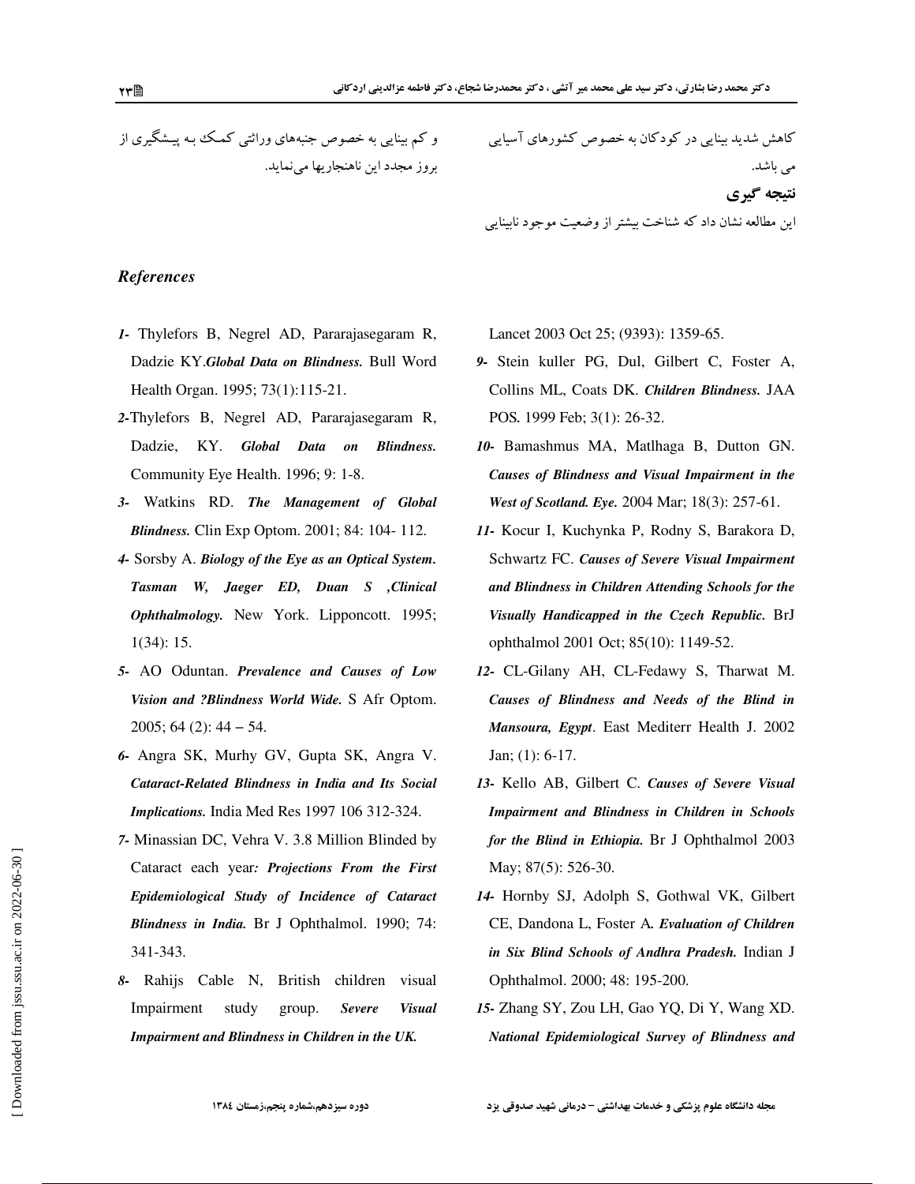کاهش شدید بینایی در کودکان به خصوص کشورهای آسیایی می باشد.

**نتیجه گیری**

این مطالعه نشان داد که شناخت بیشتر از وضعیت موجود نابینایی و کم بینایی به خصوص جنبه‌های وراثتی کمک به پیشگیری از بروز مجدد این ناهنجاریها می‌نماید.

### *References*

1- Thylefors B, Negrel AD, Pararajasegaram R, Dadzie KY.***Global Data on Blindness.*** Bull Word Health Organ. 1995; 73(1):115-21.

2-Thylefors B, Negrel AD, Pararajasegaram R, Dadzie, KY. ***Global Data on Blindness.*** Community Eye Health. 1996; 9: 1-8.

3- Watkins RD. ***The Management of Global Blindness.*** Clin Exp Optom. 2001; 84: 104- 112.

4- Sorsby A. ***Biology of the Eye as an Optical System. Tasman W, Jaeger ED, Duan S ,Clinical Ophthalmology.*** New York. Lipponcott. 1995; 1(34): 15.

5- AO Oduntan. ***Prevalence and Causes of Low Vision and ?Blindness World Wide.*** S Afr Optom. 2005; 64 (2): 44 – 54.

6- Angra SK, Murhy GV, Gupta SK, Angra V. ***Cataract-Related Blindness in India and Its Social Implications.*** India Med Res 1997 106 312-324.

7- Minassian DC, Vehra V. 3.8 Million Blinded by Cataract each year***: Projections From the First Epidemiological Study of Incidence of Cataract Blindness in India.*** Br J Ophthalmol. 1990; 74: 341-343.

8- Rahijs Cable N, British children visual Impairment study group. ***Severe Visual Impairment and Blindness in Children in the UK.*** Lancet 2003 Oct 25; (9393): 1359-65.

9- Stein kuller PG, Dul, Gilbert C, Foster A, Collins ML, Coats DK. ***Children Blindness.*** JAA POS. 1999 Feb; 3(1): 26-32.

10- Bamashmus MA, Matlhaga B, Dutton GN. ***Causes of Blindness and Visual Impairment in the West of Scotland. Eye.*** 2004 Mar; 18(3): 257-61.

11- Kocur I, Kuchynka P, Rodny S, Barakora D, Schwartz FC. ***Causes of Severe Visual Impairment and Blindness in Children Attending Schools for the Visually Handicapped in the Czech Republic.*** BrJ ophthalmol 2001 Oct; 85(10): 1149-52.

12- CL-Gilany AH, CL-Fedawy S, Tharwat M. ***Causes of Blindness and Needs of the Blind in Mansoura, Egypt***. East Mediterr Health J. 2002 Jan; (1): 6-17.

13- Kello AB, Gilbert C. ***Causes of Severe Visual Impairment and Blindness in Children in Schools for the Blind in Ethiopia.*** Br J Ophthalmol 2003 May; 87(5): 526-30.

14- Hornby SJ, Adolph S, Gothwal VK, Gilbert CE, Dandona L, Foster A. ***Evaluation of Children in Six Blind Schools of Andhra Pradesh.*** Indian J Ophthalmol. 2000; 48: 195-200.

15- Zhang SY, Zou LH, Gao YQ, Di Y, Wang XD. ***National Epidemiological Survey of Blindness and***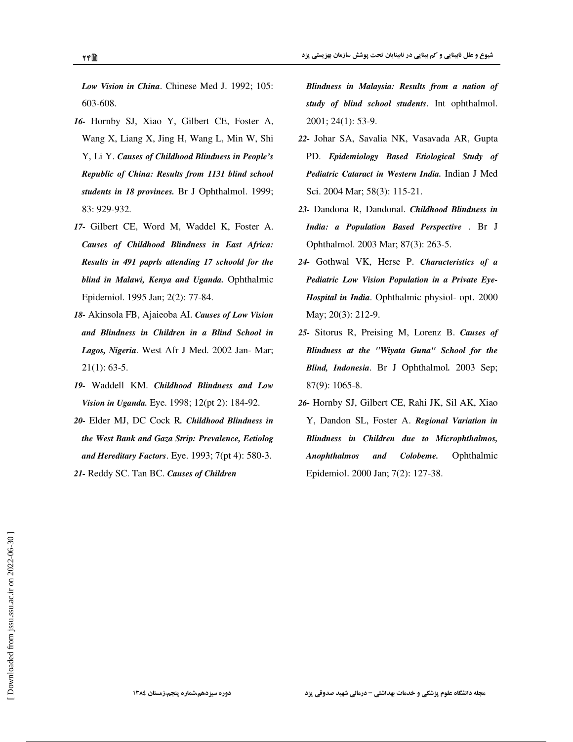*Low Vision in China*. Chinese Med J. 1992; 105: 603-608.

***16-*** Hornby SJ, Xiao Y, Gilbert CE, Foster A, Wang X, Liang X, Jing H, Wang L, Min W, Shi Y, Li Y. ***Causes of Childhood Blindness in People's Republic of China: Results from 1131 blind school students in 18 provinces.*** Br J Ophthalmol. 1999; 83: 929-932.

***17-*** Gilbert CE, Word M, Waddel K, Foster A. ***Causes of Childhood Blindness in East Africa: Results in 491 paprls attending 17 schoold for the blind in Malawi, Kenya and Uganda.*** Ophthalmic Epidemiol. 1995 Jan; 2(2): 77-84.

***18-*** Akinsola FB, Ajaieoba AI. ***Causes of Low Vision and Blindness in Children in a Blind School in Lagos, Nigeria***. West Afr J Med. 2002 Jan- Mar; 21(1): 63-5.

***19-*** Waddell KM. ***Childhood Blindness and Low Vision in Uganda.*** Eye. 1998; 12(pt 2): 184-92.

***20-*** Elder MJ, DC Cock R. ***Childhood Blindness in the West Bank and Gaza Strip: Prevalence, Eetiolog and Hereditary Factors***. Eye. 1993; 7(pt 4): 580-3.

***21-*** Reddy SC. Tan BC. ***Causes of Children Blindness in Malaysia: Results from a nation of study of blind school students***. Int ophthalmol. 2001; 24(1): 53-9.

***22-*** Johar SA, Savalia NK, Vasavada AR, Gupta PD. ***Epidemiology Based Etiological Study of Pediatric Cataract in Western India.*** Indian J Med Sci. 2004 Mar; 58(3): 115-21.

***23-*** Dandona R, Dandonal. ***Childhood Blindness in India: a Population Based Perspective*** . Br J Ophthalmol. 2003 Mar; 87(3): 263-5.

***24-*** Gothwal VK, Herse P. ***Characteristics of a Pediatric Low Vision Population in a Private Eye-Hospital in India***. Ophthalmic physiol- opt. 2000 May; 20(3): 212-9.

***25-*** Sitorus R, Preising M, Lorenz B. ***Causes of Blindness at the "Wiyata Guna" School for the Blind, Indonesia***. Br J Ophthalmol. 2003 Sep; 87(9): 1065-8.

***26-*** Hornby SJ, Gilbert CE, Rahi JK, Sil AK, Xiao Y, Dandon SL, Foster A. ***Regional Variation in Blindness in Children due to Microphthalmos, Anophthalmos and Colobeme.*** Ophthalmic Epidemiol. 2000 Jan; 7(2): 127-38.